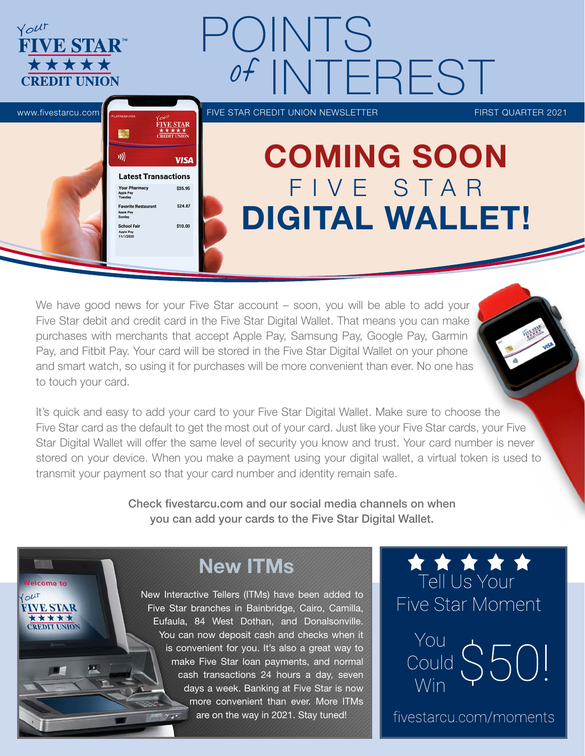# POINTS of INTEREST

www.fivestarcu.com FIVE STAR CREDIT UNION NEWSLETTER FIRST QUARTER 2021

## COMING SOON FIVE STAR DIGITAL WALLET!

We have good news for your Five Star account – soon, you will be able to add your Five Star debit and credit card in the Five Star Digital Wallet. That means you can make purchases with merchants that accept Apple Pay, Samsung Pay, Google Pay, Garmin Pay, and Fitbit Pay. Your card will be stored in the Five Star Digital Wallet on your phone and smart watch, so using it for purchases will be more convenient than ever. No one has to touch your card.

It's quick and easy to add your card to your Five Star Digital Wallet. Make sure to choose the Five Star card as the default to get the most out of your card. Just like your Five Star cards, your Five Star Digital Wallet will offer the same level of security you know and trust. Your card number is never stored on your device. When you make a payment using your digital wallet, a virtual token is used to transmit your payment so that your card number and identity remain safe.

**Check fivestarcu.com and our social media channels on when you can add your cards to the Five Star Digital Wallet.**

## New ITMs

New Interactive Tellers (ITMs) have been added to Five Star branches in Bainbridge, Cairo, Camilla, Eufaula, 84 West Dothan, and Donalsonville. You can now deposit cash and checks when it is convenient for you. It's also a great way to make Five Star loan payments, and normal cash transactions 24 hours a day, seven days a week. Banking at Five Star is now more convenient than ever. More ITMs are on the way in 2021. Stay tuned!

## Tell Us Your Five Star Moment

You Could Win $50!

fivestarcu.com/moments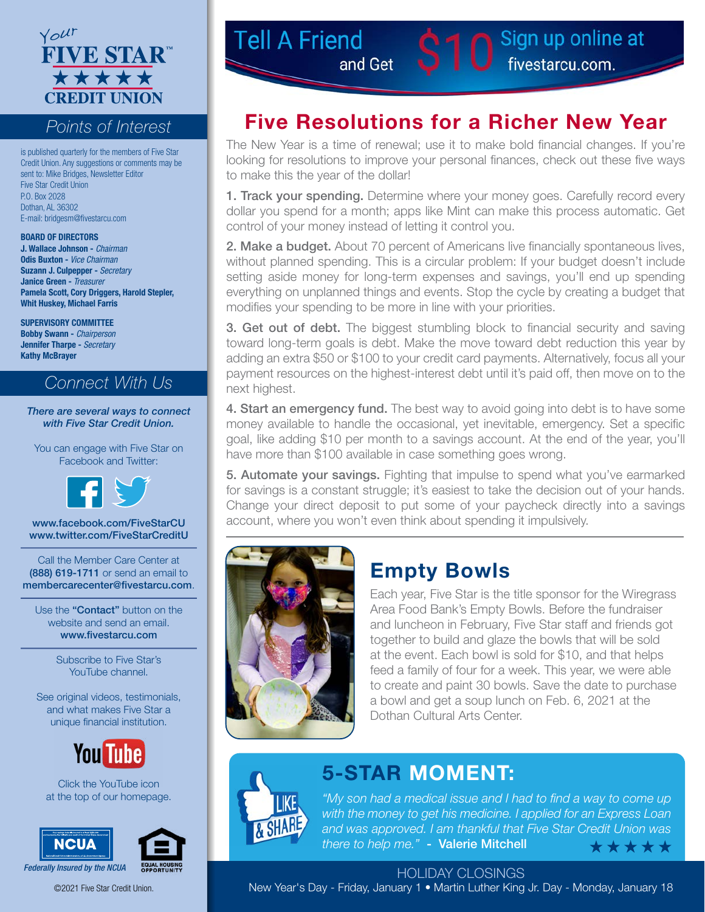Your FIVE STAR™ CREDIT UNION

## Points of Interest

is published quarterly for the members of Five Star Credit Union. Any suggestions or comments may be sent to: Mike Bridges, Newsletter Editor
Five Star Credit Union
P.O. Box 2028
Dothan, AL 36302
E-mail: bridgesm@fivestarcu.com

**BOARD OF DIRECTORS**
**J. Wallace Johnson** - *Chairman*
**Odis Buxton** - *Vice Chairman*
**Suzann J. Culpepper** - *Secretary*
**Janice Green** - *Treasurer*
**Pamela Scott, Cory Driggers, Harold Stepler, Whit Huskey, Michael Farris**

**SUPERVISORY COMMITTEE**
**Bobby Swann** - *Chairperson*
**Jennifer Tharpe** - *Secretary*
**Kathy McBrayer**

## Connect With Us

***There are several ways to connect with Five Star Credit Union.***

You can engage with Five Star on Facebook and Twitter:

**www.facebook.com/FiveStarCU**
**www.twitter.com/FiveStarCreditU**

Call the Member Care Center at **(888) 619-1711** or send an email to **membercarecenter@fivestarcu.com**.

Use the **"Contact"** button on the website and send an email.
**www.fivestarcu.com**

Subscribe to Five Star's YouTube channel.

See original videos, testimonials, and what makes Five Star a unique financial institution.

Click the YouTube icon at the top of our homepage.

*Federally Insured by the NCUA*

©2021 Five Star Credit Union.

---

Tell A Friend and Get $10 Sign up online at fivestarcu.com.

# Five Resolutions for a Richer New Year

The New Year is a time of renewal; use it to make bold financial changes. If you're looking for resolutions to improve your personal finances, check out these five ways to make this the year of the dollar!

**1. Track your spending.** Determine where your money goes. Carefully record every dollar you spend for a month; apps like Mint can make this process automatic. Get control of your money instead of letting it control you.

**2. Make a budget.** About 70 percent of Americans live financially spontaneous lives, without planned spending. This is a circular problem: If your budget doesn't include setting aside money for long-term expenses and savings, you'll end up spending everything on unplanned things and events. Stop the cycle by creating a budget that modifies your spending to be more in line with your priorities.

**3. Get out of debt.** The biggest stumbling block to financial security and saving toward long-term goals is debt. Make the move toward debt reduction this year by adding an extra $50 or $100 to your credit card payments. Alternatively, focus all your payment resources on the highest-interest debt until it's paid off, then move on to the next highest.

**4. Start an emergency fund.** The best way to avoid going into debt is to have some money available to handle the occasional, yet inevitable, emergency. Set a specific goal, like adding $10 per month to a savings account. At the end of the year, you'll have more than $100 available in case something goes wrong.

**5. Automate your savings.** Fighting that impulse to spend what you've earmarked for savings is a constant struggle; it's easiest to take the decision out of your hands. Change your direct deposit to put some of your paycheck directly into a savings account, where you won't even think about spending it impulsively.

## Empty Bowls

Each year, Five Star is the title sponsor for the Wiregrass Area Food Bank's Empty Bowls. Before the fundraiser and luncheon in February, Five Star staff and friends got together to build and glaze the bowls that will be sold at the event. Each bowl is sold for $10, and that helps feed a family of four for a week. This year, we were able to create and paint 30 bowls. Save the date to purchase a bowl and get a soup lunch on Feb. 6, 2021 at the Dothan Cultural Arts Center.

## 5-STAR MOMENT:

LIKE & SHARE

*"My son had a medical issue and I had to find a way to come up with the money to get his medicine. I applied for an Express Loan and was approved. I am thankful that Five Star Credit Union was there to help me."* - **Valerie Mitchell**

HOLIDAY CLOSINGS
New Year's Day - Friday, January 1 • Martin Luther King Jr. Day - Monday, January 18